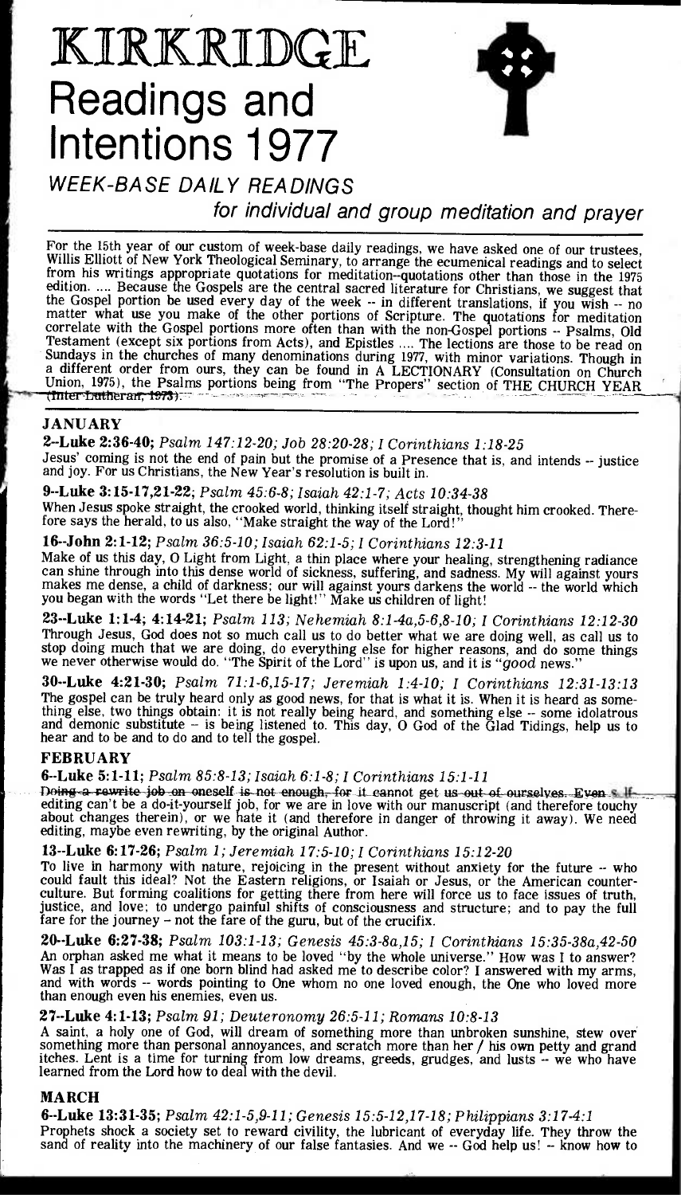# KIRKRIDGE

# Readings and Intentions 1977

## *WEEK-BASE DAILY READINGS*

### *for individual and group meditation and prayer*

For the 15th year of our custom of week-base daily readings, we have asked one of our trustees, Willis Elliott of New York Theological Seminary, to arrange the ecumenical readings and to select from his writings appropriate quotations for meditation--quotations other than those in the 1975 edition. .... Because the Gospels are the central sacred literature for Christians, we suggest that the Gospel portion be used every day of the week -- in different translations, if you wish -- no matter what use you make of the other portions of Scripture. The quotations for meditation correlate with the Gospel portions more often than with the non-Gospel portions -- Psalms, Old Testament (except six portions from Acts), and Epistles .... The lections are those to be read on Sundays in the churches of many denominations during 1977, with minor variations. Though in a different order from ours, they can be found in A LECTIONARY (Consultation on Church Union, 1975), the Psalms portions being from "The Propers" section of THE CHURCH YEAR (Inter-Lutheran, 1973).

### JANUARY

**2--Luke 2:36-40;** *Psalm 147:12-20; Job 28:20-28; I Corinthians 1:18-25*
Jesus' coming is not the end of pain but the promise of a Presence that is, and intends -- justice and joy. For us Christians, the New Year's resolution is built in.

**9--Luke 3:15-17,21-22;** *Psalm 45:6-8; Isaiah 42:1-7; Acts 10:34-38*
When Jesus spoke straight, the crooked world, thinking itself straight, thought him crooked. Therefore says the herald, to us also, "Make straight the way of the Lord!"

**16--John 2:1-12;** *Psalm 36:5-10; Isaiah 62:1-5; I Corinthians 12:3-11*
Make of us this day, O Light from Light, a thin place where your healing, strengthening radiance can shine through into this dense world of sickness, suffering, and sadness. My will against yours makes me dense, a child of darkness; our will against yours darkens the world -- the world which you began with the words "Let there be light!" Make us children of light!

**23--Luke 1:1-4; 4:14-21;** *Psalm 113; Nehemiah 8:1-4a,5-6,8-10; I Corinthians 12:12-30*
Through Jesus, God does not so much call us to do better what we are doing well, as call us to stop doing much that we are doing, do everything else for higher reasons, and do some things we never otherwise would do. "The Spirit of the Lord" is upon us, and it is "*good* news."

**30--Luke 4:21-30;** *Psalm 71:1-6,15-17; Jeremiah 1:4-10; I Corinthians 12:31-13:13*
The gospel can be truly heard only as good news, for that is what it is. When it is heard as something else, two things obtain: it is not really being heard, and something else -- some idolatrous and demonic substitute -- is being listened to. This day, O God of the Glad Tidings, help us to hear and to be and to do and to tell the gospel.

### FEBRUARY

**6--Luke 5:1-11;** *Psalm 85:8-13; Isaiah 6:1-8; I Corinthians 15:1-11*
Doing a rewrite job on oneself is not enough, for it cannot get us out of ourselves. Even self-editing can't be a do-it-yourself job, for we are in love with our manuscript (and therefore touchy about changes therein), or we hate it (and therefore in danger of throwing it away). We need editing, maybe even rewriting, by the original Author.

**13--Luke 6:17-26;** *Psalm 1; Jeremiah 17:5-10; I Corinthians 15:12-20*
To live in harmony with nature, rejoicing in the present without anxiety for the future -- who could fault this ideal? Not the Eastern religions, or Isaiah or Jesus, or the American counterculture. But forming coalitions for getting there from here will force us to face issues of truth, justice, and love; to undergo painful shifts of consciousness and structure; and to pay the full fare for the journey -- not the fare of the guru, but of the crucifix.

**20--Luke 6:27-38;** *Psalm 103:1-13; Genesis 45:3-8a,15; I Corinthians 15:35-38a,42-50*
An orphan asked me what it means to be loved "by the whole universe." How was I to answer? Was I as trapped as if one born blind had asked me to describe color? I answered with my arms, and with words -- words pointing to One whom no one loved enough, the One who loved more than enough even his enemies, even us.

**27--Luke 4:1-13;** *Psalm 91; Deuteronomy 26:5-11; Romans 10:8-13*
A saint, a holy one of God, will dream of something more than unbroken sunshine, stew over something more than personal annoyances, and scratch more than her / his own petty and grand itches. Lent is a time for turning from low dreams, greeds, grudges, and lusts -- we who have learned from the Lord how to deal with the devil.

### MARCH

**6--Luke 13:31-35;** *Psalm 42:1-5,9-11; Genesis 15:5-12,17-18; Philippians 3:17-4:1*
Prophets shock a society set to reward civility, the lubricant of everyday life. They throw the sand of reality into the machinery of our false fantasies. And we -- God help us! -- know how to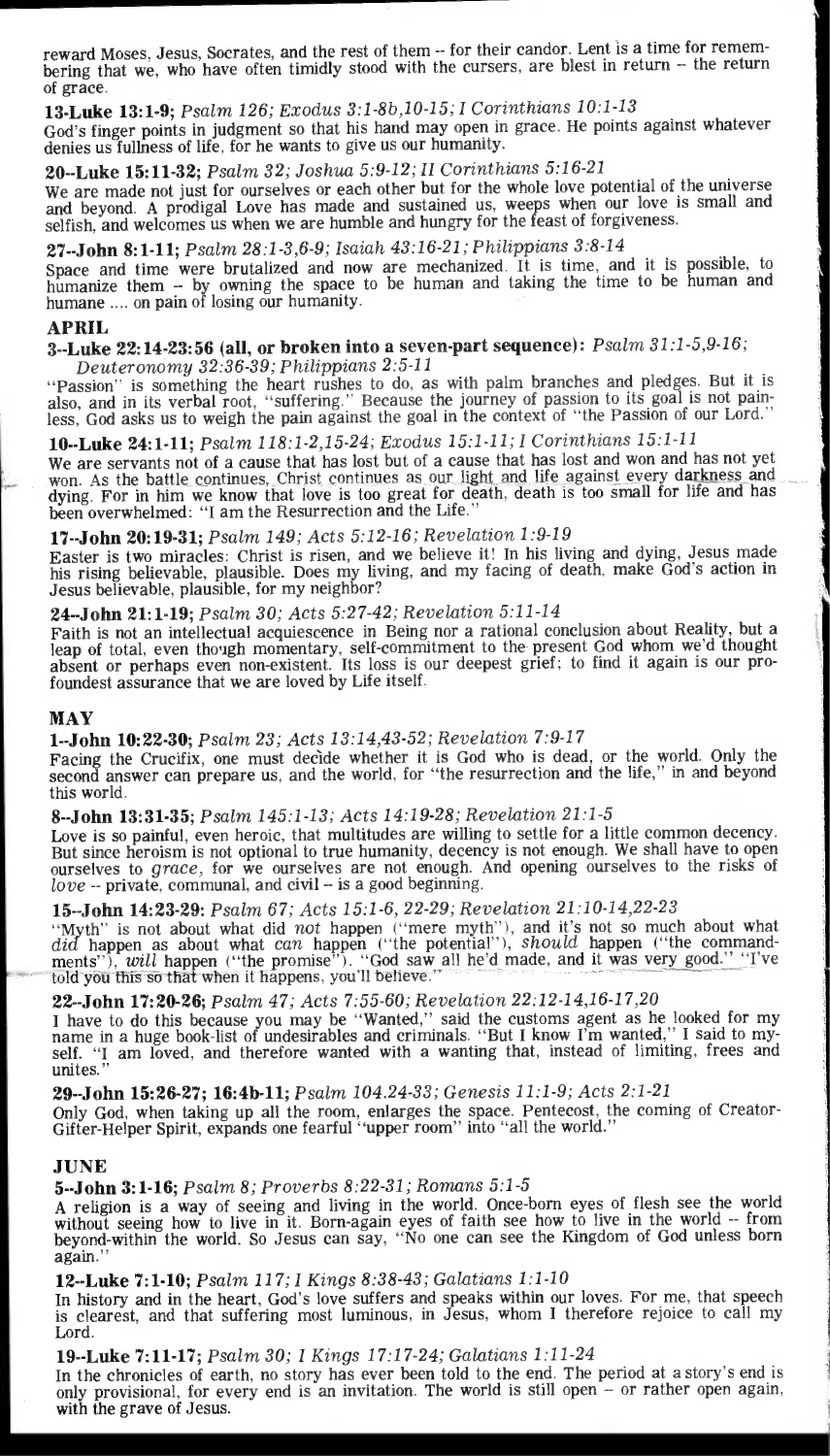reward Moses, Jesus, Socrates, and the rest of them -- for their candor. Lent is a time for remembering that we, who have often timidly stood with the cursers, are blest in return -- the return of grace.

**13--Luke 13:1-9;** *Psalm 126; Exodus 3:1-8b,10-15; I Corinthians 10:1-13*
God's finger points in judgment so that his hand may open in grace. He points against whatever denies us fullness of life, for he wants to give us our humanity.

**20--Luke 15:11-32;** *Psalm 32; Joshua 5:9-12; II Corinthians 5:16-21*
We are made not just for ourselves or each other but for the whole love potential of the universe and beyond. A prodigal Love has made and sustained us, weeps when our love is small and selfish, and welcomes us when we are humble and hungry for the feast of forgiveness.

**27--John 8:1-11;** *Psalm 28:1-3,6-9; Isaiah 43:16-21; Philippians 3:8-14*
Space and time were brutalized and now are mechanized. It is time, and it is possible, to humanize them -- by owning the space to be human and taking the time to be human and humane .... on pain of losing our humanity.

## APRIL

**3--Luke 22:14-23:56 (all, or broken into a seven-part sequence):** *Psalm 31:1-5,9-16; Deuteronomy 32:36-39; Philippians 2:5-11*
"Passion" is something the heart rushes to do, as with palm branches and pledges. But it is also, and in its verbal root, "suffering." Because the journey of passion to its goal is not painless, God asks us to weigh the pain against the goal in the context of "the Passion of our Lord."

**10--Luke 24:1-11;** *Psalm 118:1-2,15-24; Exodus 15:1-11; I Corinthians 15:1-11*
We are servants not of a cause that has lost but of a cause that has lost and won and has not yet won. As the battle continues, Christ continues as our light and life against every darkness and dying. For in him we know that love is too great for death, death is too small for life and has been overwhelmed: "I am the Resurrection and the Life."

**17--John 20:19-31;** *Psalm 149; Acts 5:12-16; Revelation 1:9-19*
Easter is two miracles: Christ is risen, and we believe it! In his living and dying, Jesus made his rising believable, plausible. Does my living, and my facing of death, make God's action in Jesus believable, plausible, for my neighbor?

**24--John 21:1-19;** *Psalm 30; Acts 5:27-42; Revelation 5:11-14*
Faith is not an intellectual acquiescence in Being nor a rational conclusion about Reality, but a leap of total, even though momentary, self-commitment to the present God whom we'd thought absent or perhaps even non-existent. Its loss is our deepest grief; to find it again is our profoundest assurance that we are loved by Life itself.

## MAY

**1--John 10:22-30;** *Psalm 23; Acts 13:14,43-52; Revelation 7:9-17*
Facing the Crucifix, one must decide whether it is God who is dead, or the world. Only the second answer can prepare us, and the world, for "the resurrection and the life," in and beyond this world.

**8--John 13:31-35;** *Psalm 145:1-13; Acts 14:19-28; Revelation 21:1-5*
Love is so painful, even heroic, that multitudes are willing to settle for a little common decency. But since heroism is not optional to true humanity, decency is not enough. We shall have to open ourselves to *grace*, for we ourselves are not enough. And opening ourselves to the risks of *love* -- private, communal, and civil -- is a good beginning.

**15--John 14:23-29:** *Psalm 67; Acts 15:1-6, 22-29; Revelation 21:10-14,22-23*
"Myth" is not about what did *not* happen ("mere myth"), and it's not so much about what *did* happen as about what *can* happen ("the potential"), *should* happen ("the commandments"), *will* happen ("the promise"). "God saw all he'd made, and it was very good." "I've told you this so that when it happens, you'll believe."

**22--John 17:20-26;** *Psalm 47; Acts 7:55-60; Revelation 22:12-14,16-17,20*
I have to do this because you may be "Wanted," said the customs agent as he looked for my name in a huge book-list of undesirables and criminals. "But I know I'm wanted," I said to myself. "I am loved, and therefore wanted with a wanting that, instead of limiting, frees and unites."

**29--John 15:26-27; 16:4b-11;** *Psalm 104.24-33; Genesis 11:1-9; Acts 2:1-21*
Only God, when taking up all the room, enlarges the space. Pentecost, the coming of Creator-Gifter-Helper Spirit, expands one fearful "upper room" into "all the world."

## JUNE

**5--John 3:1-16;** *Psalm 8; Proverbs 8:22-31; Romans 5:1-5*
A religion is a way of seeing and living in the world. Once-born eyes of flesh see the world without seeing how to live in it. Born-again eyes of faith see how to live in the world -- from beyond-within the world. So Jesus can say, "No one can see the Kingdom of God unless born again."

**12--Luke 7:1-10;** *Psalm 117; I Kings 8:38-43; Galatians 1:1-10*
In history and in the heart, God's love suffers and speaks within our loves. For me, that speech is clearest, and that suffering most luminous, in Jesus, whom I therefore rejoice to call my Lord.

**19--Luke 7:11-17;** *Psalm 30; I Kings 17:17-24; Galatians 1:11-24*
In the chronicles of earth, no story has ever been told to the end. The period at a story's end is only provisional, for every end is an invitation. The world is still open -- or rather open again, with the grave of Jesus.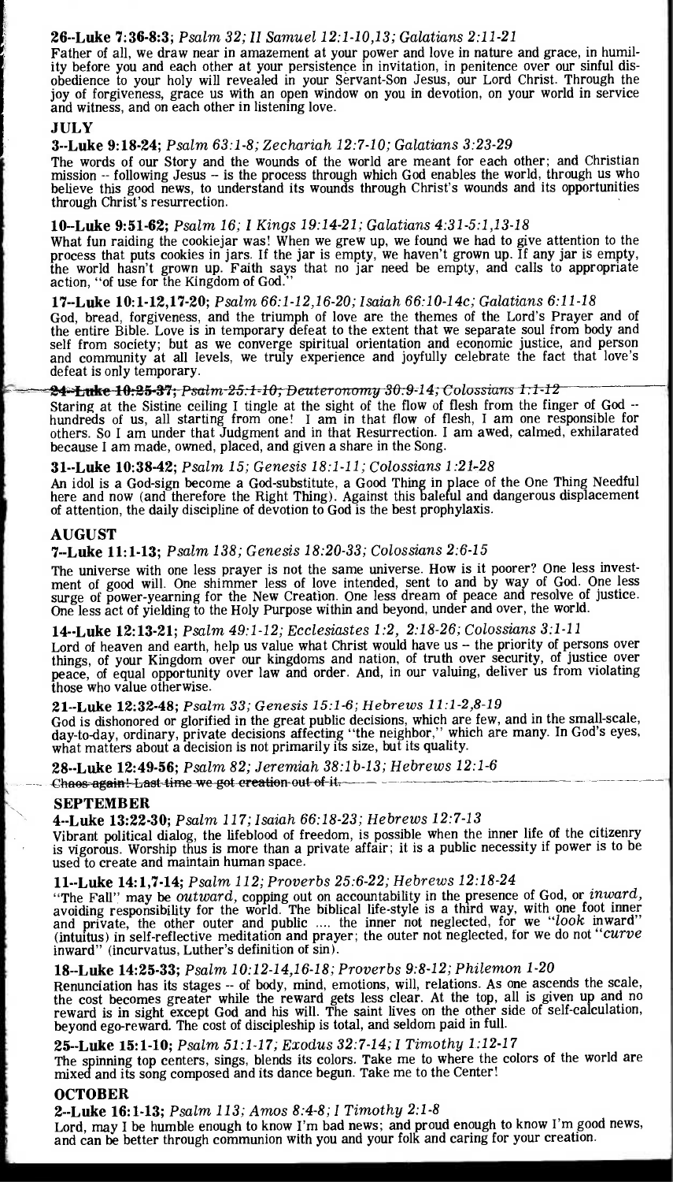**26--Luke 7:36-8:3;** *Psalm 32; II Samuel 12:1-10,13; Galatians 2:11-21*

Father of all, we draw near in amazement at your power and love in nature and grace, in humility before you and each other at your persistence in invitation, in penitence over our sinful disobedience to your holy will revealed in your Servant-Son Jesus, our Lord Christ. Through the joy of forgiveness, grace us with an open window on you in devotion, on your world in service and witness, and on each other in listening love.

## JULY

**3--Luke 9:18-24;** *Psalm 63:1-8; Zechariah 12:7-10; Galatians 3:23-29*

The words of our Story and the wounds of the world are meant for each other; and Christian mission -- following Jesus -- is the process through which God enables the world, through us who believe this good news, to understand its wounds through Christ's wounds and its opportunities through Christ's resurrection.

**10--Luke 9:51-62;** *Psalm 16; I Kings 19:14-21; Galatians 4:31-5:1,13-18*

What fun raiding the cookiejar was! When we grew up, we found we had to give attention to the process that puts cookies in jars. If the jar is empty, we haven't grown up. If any jar is empty, the world hasn't grown up. Faith says that no jar need be empty, and calls to appropriate action, "of use for the Kingdom of God."

**17--Luke 10:1-12,17-20;** *Psalm 66:1-12,16-20; Isaiah 66:10-14c; Galatians 6:11-18*

God, bread, forgiveness, and the triumph of love are the themes of the Lord's Prayer and of the entire Bible. Love is in temporary defeat to the extent that we separate soul from body and self from society; but as we converge spiritual orientation and economic justice, and person and community at all levels, we truly experience and joyfully celebrate the fact that love's defeat is only temporary.

~~**24--Luke 10:25-37;** *Psalm 25:1-10; Deuteronomy 30:9-14; Colossians 1:1-12*~~

Staring at the Sistine ceiling I tingle at the sight of the flow of flesh from the finger of God -- hundreds of us, all starting from one! I am in that flow of flesh, I am one responsible for others. So I am under that Judgment and in that Resurrection. I am awed, calmed, exhilarated because I am made, owned, placed, and given a share in the Song.

**31--Luke 10:38-42;** *Psalm 15; Genesis 18:1-11; Colossians 1:21-28*

An idol is a God-sign become a God-substitute, a Good Thing in place of the One Thing Needful here and now (and therefore the Right Thing). Against this baleful and dangerous displacement of attention, the daily discipline of devotion to God is the best prophylaxis.

## AUGUST

**7--Luke 11:1-13;** *Psalm 138; Genesis 18:20-33; Colossians 2:6-15*

The universe with one less prayer is not the same universe. How is it poorer? One less investment of good will. One shimmer less of love intended, sent to and by way of God. One less surge of power-yearning for the New Creation. One less dream of peace and resolve of justice. One less act of yielding to the Holy Purpose within and beyond, under and over, the world.

**14--Luke 12:13-21;** *Psalm 49:1-12; Ecclesiastes 1:2, 2:18-26; Colossians 3:1-11*

Lord of heaven and earth, help us value what Christ would have us -- the priority of persons over things, of your Kingdom over our kingdoms and nation, of truth over security, of justice over peace, of equal opportunity over law and order. And, in our valuing, deliver us from violating those who value otherwise.

**21--Luke 12:32-48;** *Psalm 33; Genesis 15:1-6; Hebrews 11:1-2,8-19*

God is dishonored or glorified in the great public decisions, which are few, and in the small-scale, day-to-day, ordinary, private decisions affecting "the neighbor," which are many. In God's eyes, what matters about a decision is not primarily its size, but its quality.

**28--Luke 12:49-56;** *Psalm 82; Jeremiah 38:1b-13; Hebrews 12:1-6*

~~Chaos again! Last time we got creation out of it.~~

## SEPTEMBER

**4--Luke 13:22-30;** *Psalm 117; Isaiah 66:18-23; Hebrews 12:7-13*

Vibrant political dialog, the lifeblood of freedom, is possible when the inner life of the citizenry is vigorous. Worship thus is more than a private affair; it is a public necessity if power is to be used to create and maintain human space.

**11--Luke 14:1,7-14;** *Psalm 112; Proverbs 25:6-22; Hebrews 12:18-24*

"The Fall" may be *outward*, copping out on accountability in the presence of God, or *inward*, avoiding responsibility for the world. The biblical life-style is a third way, with one foot inner and private, the other outer and public .... the inner not neglected, for we "*look* inward" (intuitus) in self-reflective meditation and prayer; the outer not neglected, for we do not "*curve* inward" (incurvatus, Luther's definition of sin).

**18--Luke 14:25-33;** *Psalm 10:12-14,16-18; Proverbs 9:8-12; Philemon 1-20*

Renunciation has its stages -- of body, mind, emotions, will, relations. As one ascends the scale, the cost becomes greater while the reward gets less clear. At the top, all is given up and no reward is in sight except God and his will. The saint lives on the other side of self-calculation, beyond ego-reward. The cost of discipleship is total, and seldom paid in full.

**25--Luke 15:1-10;** *Psalm 51:1-17; Exodus 32:7-14; I Timothy 1:12-17*

The spinning top centers, sings, blends its colors. Take me to where the colors of the world are mixed and its song composed and its dance begun. Take me to the Center!

## OCTOBER

**2--Luke 16:1-13;** *Psalm 113; Amos 8:4-8; I Timothy 2:1-8*

Lord, may I be humble enough to know I'm bad news; and proud enough to know I'm good news, and can be better through communion with you and your folk and caring for your creation.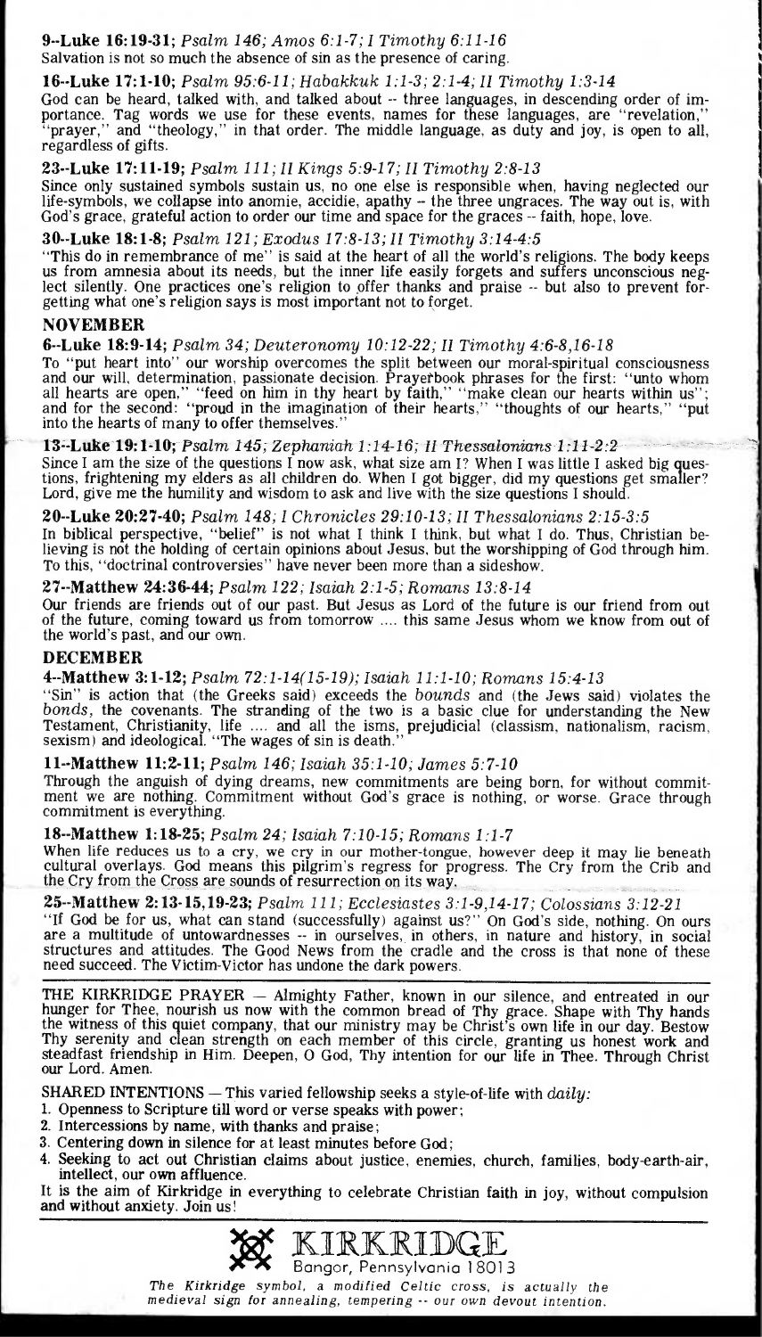**9--Luke 16:19-31;** *Psalm 146; Amos 6:1-7; I Timothy 6:11-16*
Salvation is not so much the absence of sin as the presence of caring.

**16--Luke 17:1-10;** *Psalm 95:6-11; Habakkuk 1:1-3; 2:1-4; II Timothy 1:3-14*
God can be heard, talked with, and talked about -- three languages, in descending order of importance. Tag words we use for these events, names for these languages, are "revelation," "prayer," and "theology," in that order. The middle language, as duty and joy, is open to all, regardless of gifts.

**23--Luke 17:11-19;** *Psalm 111; II Kings 5:9-17; II Timothy 2:8-13*
Since only sustained symbols sustain us, no one else is responsible when, having neglected our life-symbols, we collapse into anomie, accidie, apathy -- the three ungraces. The way out is, with God's grace, grateful action to order our time and space for the graces -- faith, hope, love.

**30--Luke 18:1-8;** *Psalm 121; Exodus 17:8-13; II Timothy 3:14-4:5*
"This do in remembrance of me" is said at the heart of all the world's religions. The body keeps us from amnesia about its needs, but the inner life easily forgets and suffers unconscious neglect silently. One practices one's religion to offer thanks and praise -- but also to prevent forgetting what one's religion says is most important not to forget.

## NOVEMBER

**6--Luke 18:9-14;** *Psalm 34; Deuteronomy 10:12-22; II Timothy 4:6-8,16-18*
To "put heart into" our worship overcomes the split between our moral-spiritual consciousness and our will, determination, passionate decision. Prayerbook phrases for the first: "unto whom all hearts are open," "feed on him in thy heart by faith," "make clean our hearts within us"; and for the second: "proud in the imagination of their hearts," "thoughts of our hearts," "put into the hearts of many to offer themselves."

**13--Luke 19:1-10;** *Psalm 145; Zephaniah 1:14-16; II Thessalonians 1:11-2:2*
Since I am the size of the questions I now ask, what size am I? When I was little I asked big questions, frightening my elders as all children do. When I got bigger, did my questions get smaller? Lord, give me the humility and wisdom to ask and live with the size questions I should.

**20--Luke 20:27-40;** *Psalm 148; I Chronicles 29:10-13; II Thessalonians 2:15-3:5*
In biblical perspective, "belief" is not what I think I think, but what I do. Thus, Christian believing is not the holding of certain opinions about Jesus, but the worshipping of God through him. To this, "doctrinal controversies" have never been more than a sideshow.

**27--Matthew 24:36-44;** *Psalm 122; Isaiah 2:1-5; Romans 13:8-14*
Our friends are friends out of our past. But Jesus as Lord of the future is our friend from out of the future, coming toward us from tomorrow .... this same Jesus whom we know from out of the world's past, and our own.

## DECEMBER

**4--Matthew 3:1-12;** *Psalm 72:1-14(15-19); Isaiah 11:1-10; Romans 15:4-13*
"Sin" is action that (the Greeks said) exceeds the *bounds* and (the Jews said) violates the *bonds*, the covenants. The stranding of the two is a basic clue for understanding the New Testament, Christianity, life .... and all the isms, prejudicial (classism, nationalism, racism, sexism) and ideological. "The wages of sin is death."

**11--Matthew 11:2-11;** *Psalm 146; Isaiah 35:1-10; James 5:7-10*
Through the anguish of dying dreams, new commitments are being born, for without commitment we are nothing. Commitment without God's grace is nothing, or worse. Grace through commitment is everything.

**18--Matthew 1:18-25;** *Psalm 24; Isaiah 7:10-15; Romans 1:1-7*
When life reduces us to a cry, we cry in our mother-tongue, however deep it may lie beneath cultural overlays. God means this pilgrim's regress for progress. The Cry from the Crib and the Cry from the Cross are sounds of resurrection on its way.

**25--Matthew 2:13-15,19-23;** *Psalm 111; Ecclesiastes 3:1-9,14-17; Colossians 3:12-21*
"If God be for us, what can stand (successfully) against us?" On God's side, nothing. On ours are a multitude of untowardnesses -- in ourselves, in others, in nature and history, in social structures and attitudes. The Good News from the cradle and the cross is that none of these need succeed. The Victim-Victor has undone the dark powers.

---

THE KIRKRIDGE PRAYER — Almighty Father, known in our silence, and entreated in our hunger for Thee, nourish us now with the common bread of Thy grace. Shape with Thy hands the witness of this quiet company, that our ministry may be Christ's own life in our day. Bestow Thy serenity and clean strength on each member of this circle, granting us honest work and steadfast friendship in Him. Deepen, O God, Thy intention for our life in Thee. Through Christ our Lord. Amen.

SHARED INTENTIONS — This varied fellowship seeks a style-of-life with *daily:*

1. Openness to Scripture till word or verse speaks with power;
2. Intercessions by name, with thanks and praise;
3. Centering down in silence for at least minutes before God;
4. Seeking to act out Christian claims about justice, enemies, church, families, body-earth-air, intellect, our own affluence.

It is the aim of Kirkridge in everything to celebrate Christian faith in joy, without compulsion and without anxiety. Join us!

---

KIRKRIDGE
Bangor, Pennsylvania 18013

*The Kirkridge symbol, a modified Celtic cross, is actually the medieval sign for annealing, tempering -- our own devout intention.*